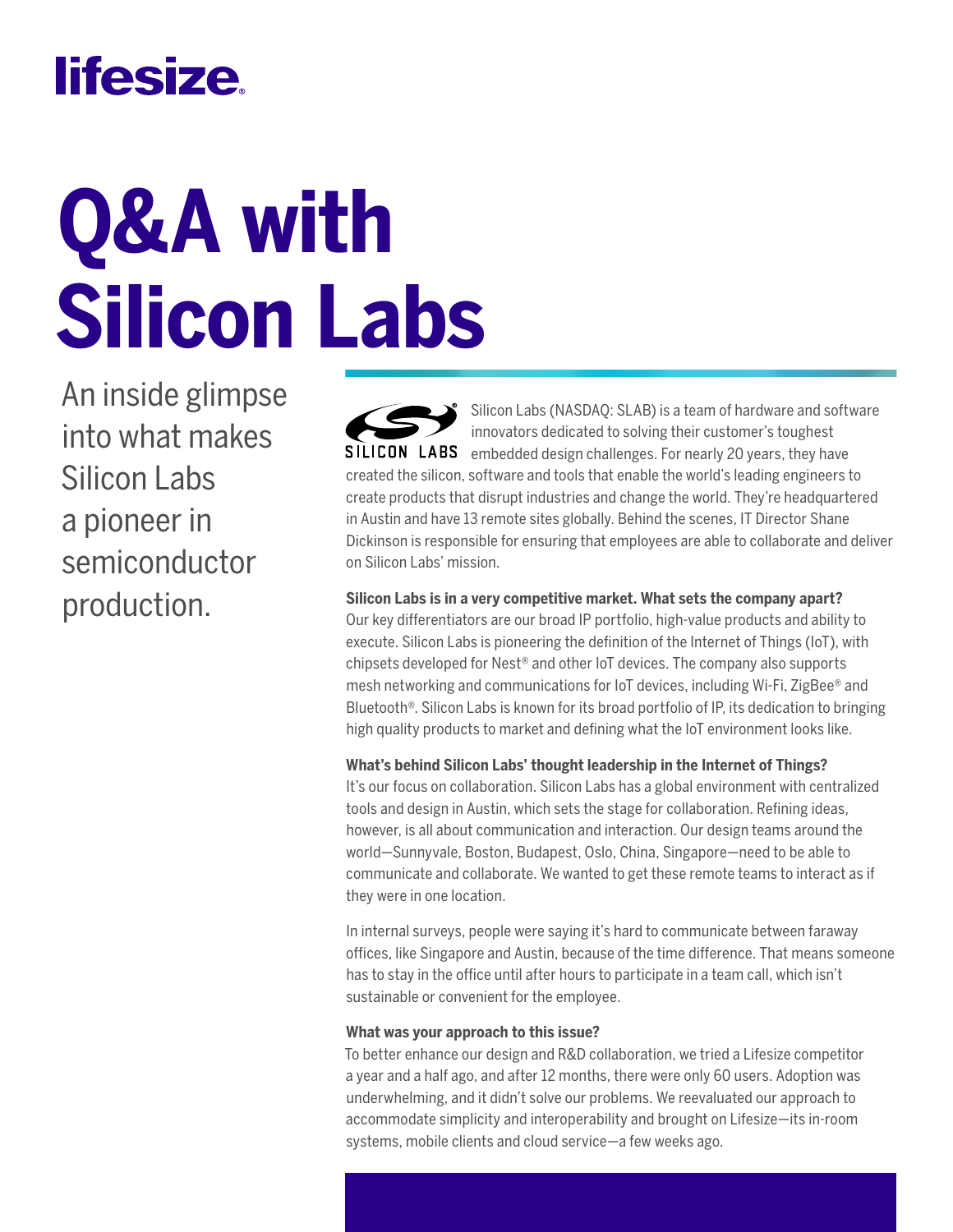lifesize

# Q&A with Silicon Labs

An inside glimpse into what makes Silicon Labs a pioneer in semiconductor production.

SILICON LABS

Silicon Labs (NASDAQ: SLAB) is a team of hardware and software innovators dedicated to solving their customer's toughest embedded design challenges. For nearly 20 years, they have created the silicon, software and tools that enable the world's leading engineers to create products that disrupt industries and change the world. They're headquartered in Austin and have 13 remote sites globally. Behind the scenes, IT Director Shane Dickinson is responsible for ensuring that employees are able to collaborate and deliver on Silicon Labs' mission.

**Silicon Labs is in a very competitive market. What sets the company apart?**
Our key differentiators are our broad IP portfolio, high-value products and ability to execute. Silicon Labs is pioneering the definition of the Internet of Things (IoT), with chipsets developed for Nest® and other IoT devices. The company also supports mesh networking and communications for IoT devices, including Wi-Fi, ZigBee® and Bluetooth®. Silicon Labs is known for its broad portfolio of IP, its dedication to bringing high quality products to market and defining what the IoT environment looks like.

**What's behind Silicon Labs' thought leadership in the Internet of Things?**
It's our focus on collaboration. Silicon Labs has a global environment with centralized tools and design in Austin, which sets the stage for collaboration. Refining ideas, however, is all about communication and interaction. Our design teams around the world—Sunnyvale, Boston, Budapest, Oslo, China, Singapore—need to be able to communicate and collaborate. We wanted to get these remote teams to interact as if they were in one location.

In internal surveys, people were saying it's hard to communicate between faraway offices, like Singapore and Austin, because of the time difference. That means someone has to stay in the office until after hours to participate in a team call, which isn't sustainable or convenient for the employee.

**What was your approach to this issue?**
To better enhance our design and R&D collaboration, we tried a Lifesize competitor a year and a half ago, and after 12 months, there were only 60 users. Adoption was underwhelming, and it didn't solve our problems. We reevaluated our approach to accommodate simplicity and interoperability and brought on Lifesize—its in-room systems, mobile clients and cloud service—a few weeks ago.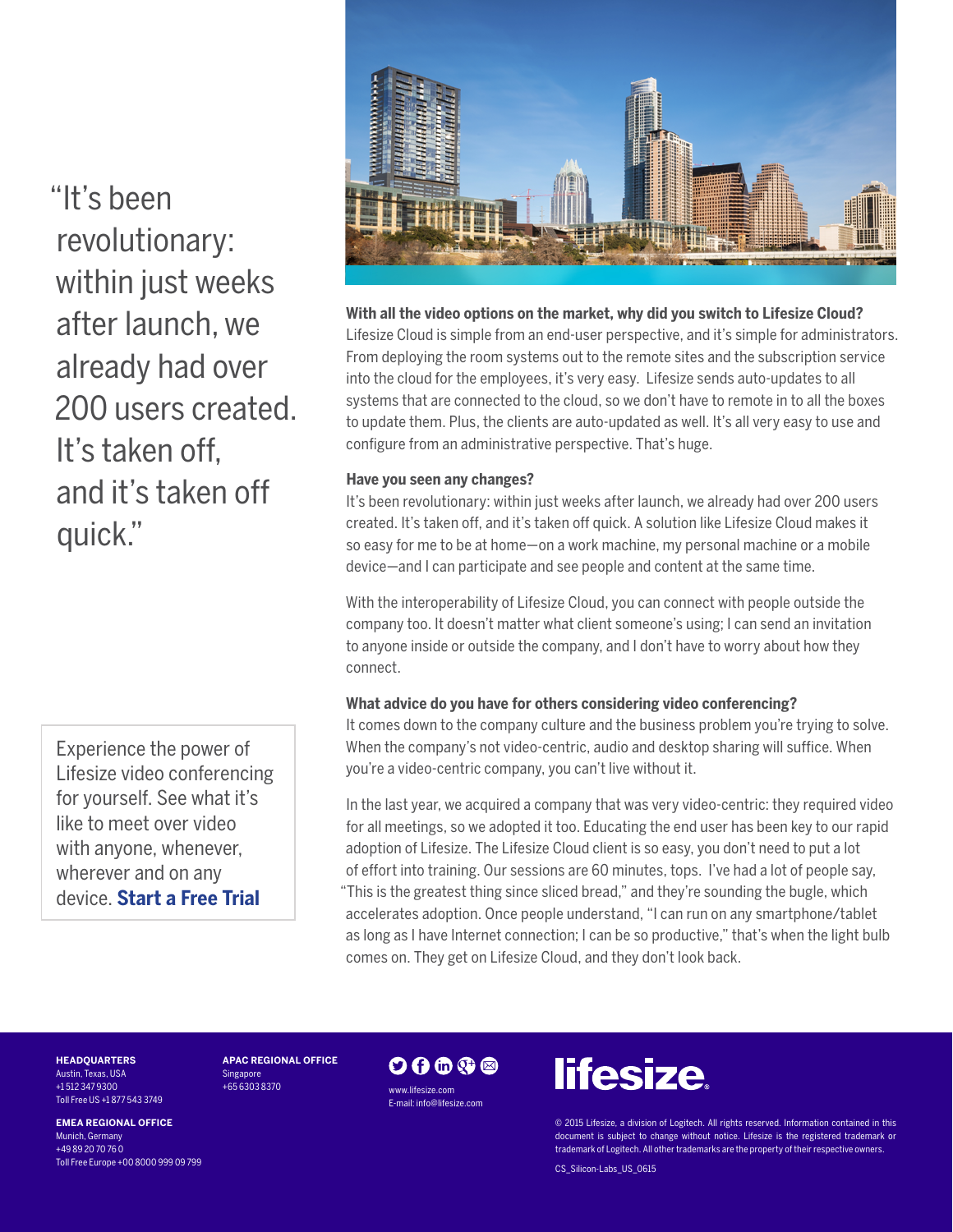> "It's been revolutionary: within just weeks after launch, we already had over 200 users created. It's taken off, and it's taken off quick."

**With all the video options on the market, why did you switch to Lifesize Cloud?**
Lifesize Cloud is simple from an end-user perspective, and it's simple for administrators. From deploying the room systems out to the remote sites and the subscription service into the cloud for the employees, it's very easy. Lifesize sends auto-updates to all systems that are connected to the cloud, so we don't have to remote in to all the boxes to update them. Plus, the clients are auto-updated as well. It's all very easy to use and configure from an administrative perspective. That's huge.

**Have you seen any changes?**
It's been revolutionary: within just weeks after launch, we already had over 200 users created. It's taken off, and it's taken off quick. A solution like Lifesize Cloud makes it so easy for me to be at home—on a work machine, my personal machine or a mobile device—and I can participate and see people and content at the same time.

With the interoperability of Lifesize Cloud, you can connect with people outside the company too. It doesn't matter what client someone's using; I can send an invitation to anyone inside or outside the company, and I don't have to worry about how they connect.

**What advice do you have for others considering video conferencing?**
It comes down to the company culture and the business problem you're trying to solve. When the company's not video-centric, audio and desktop sharing will suffice. When you're a video-centric company, you can't live without it.

In the last year, we acquired a company that was very video-centric: they required video for all meetings, so we adopted it too. Educating the end user has been key to our rapid adoption of Lifesize. The Lifesize Cloud client is so easy, you don't need to put a lot of effort into training. Our sessions are 60 minutes, tops. I've had a lot of people say, "This is the greatest thing since sliced bread," and they're sounding the bugle, which accelerates adoption. Once people understand, "I can run on any smartphone/tablet as long as I have Internet connection; I can be so productive," that's when the light bulb comes on. They get on Lifesize Cloud, and they don't look back.

Experience the power of Lifesize video conferencing for yourself. See what it's like to meet over video with anyone, whenever, wherever and on any device. **Start a Free Trial**

**HEADQUARTERS**
Austin, Texas, USA
+1 512 347 9300
Toll Free US +1 877 543 3749

**EMEA REGIONAL OFFICE**
Munich, Germany
+49 89 20 70 76 0
Toll Free Europe +00 8000 999 09 799

**APAC REGIONAL OFFICE**
Singapore
+65 6303 8370

www.lifesize.com
E-mail: info@lifesize.com

lifesize

© 2015 Lifesize, a division of Logitech. All rights reserved. Information contained in this document is subject to change without notice. Lifesize is the registered trademark or trademark of Logitech. All other trademarks are the property of their respective owners.

CS_Silicon-Labs_US_0615